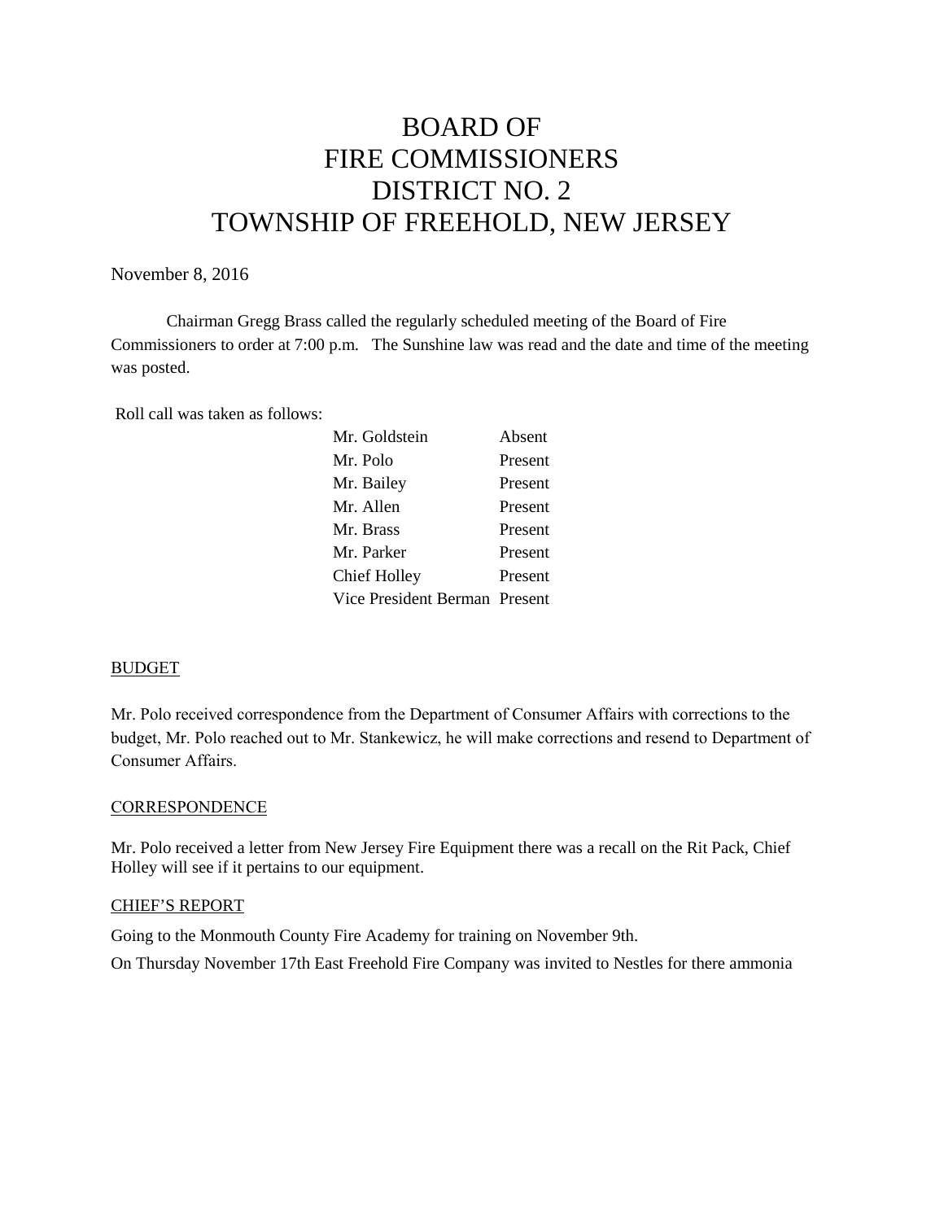# BOARD OF FIRE COMMISSIONERS DISTRICT NO. 2 TOWNSHIP OF FREEHOLD, NEW JERSEY

November 8, 2016

Chairman Gregg Brass called the regularly scheduled meeting of the Board of Fire Commissioners to order at 7:00 p.m. The Sunshine law was read and the date and time of the meeting was posted.

Roll call was taken as follows:

| | |
|---|---|
| Mr. Goldstein | Absent |
| Mr. Polo | Present |
| Mr. Bailey | Present |
| Mr. Allen | Present |
| Mr. Brass | Present |
| Mr. Parker | Present |
| Chief Holley | Present |
| Vice President Berman | Present |

## BUDGET

Mr. Polo received correspondence from the Department of Consumer Affairs with corrections to the budget, Mr. Polo reached out to Mr. Stankewicz, he will make corrections and resend to Department of Consumer Affairs.

## CORRESPONDENCE

Mr. Polo received a letter from New Jersey Fire Equipment there was a recall on the Rit Pack, Chief Holley will see if it pertains to our equipment.

## CHIEF'S REPORT

Going to the Monmouth County Fire Academy for training on November 9th.

On Thursday November 17th East Freehold Fire Company was invited to Nestles for there ammonia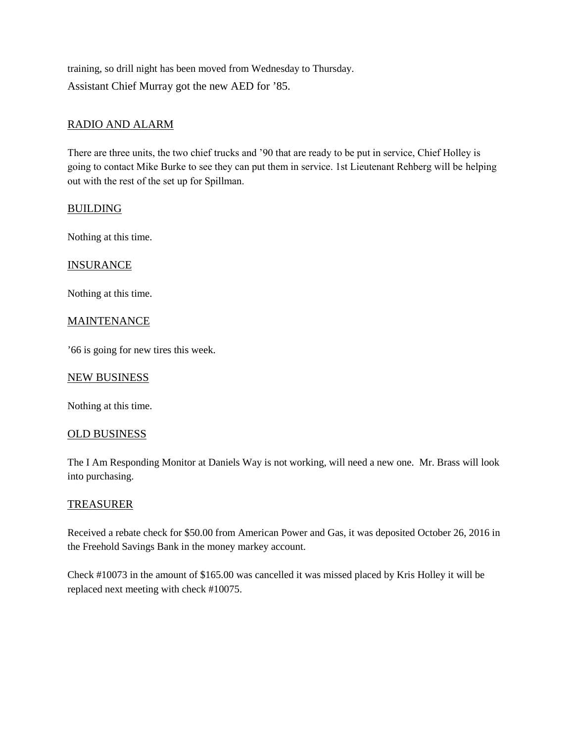training, so drill night has been moved from Wednesday to Thursday.
Assistant Chief Murray got the new AED for '85.

## RADIO AND ALARM

There are three units, the two chief trucks and '90 that are ready to be put in service, Chief Holley is going to contact Mike Burke to see they can put them in service. 1st Lieutenant Rehberg will be helping out with the rest of the set up for Spillman.

## BUILDING

Nothing at this time.

## INSURANCE

Nothing at this time.

## MAINTENANCE

'66 is going for new tires this week.

## NEW BUSINESS

Nothing at this time.

## OLD BUSINESS

The I Am Responding Monitor at Daniels Way is not working, will need a new one. Mr. Brass will look into purchasing.

## TREASURER

Received a rebate check for $50.00 from American Power and Gas, it was deposited October 26, 2016 in the Freehold Savings Bank in the money markey account.

Check #10073 in the amount of $165.00 was cancelled it was missed placed by Kris Holley it will be replaced next meeting with check #10075.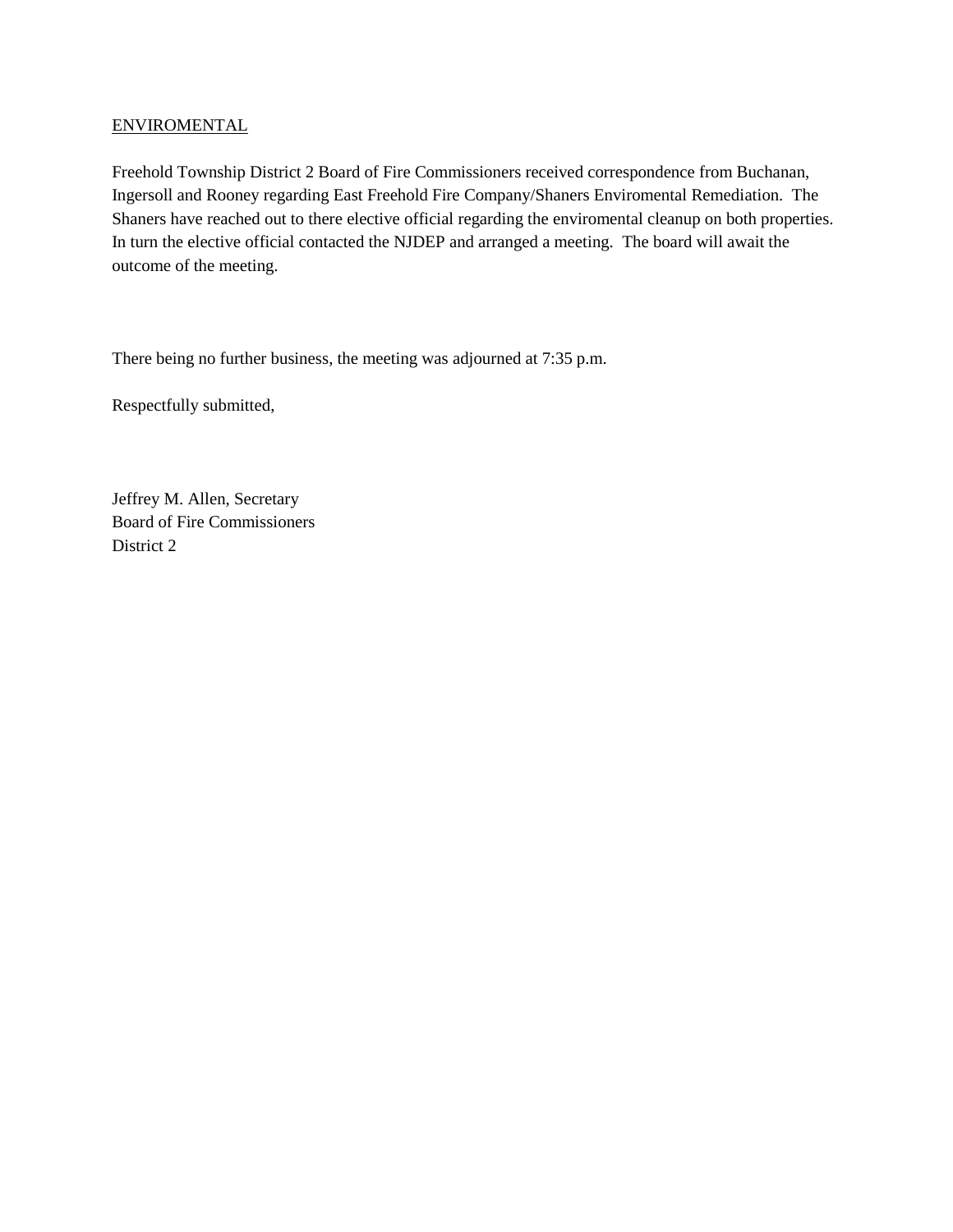## ENVIROMENTAL

Freehold Township District 2 Board of Fire Commissioners received correspondence from Buchanan, Ingersoll and Rooney regarding East Freehold Fire Company/Shaners Enviromental Remediation. The Shaners have reached out to there elective official regarding the enviromental cleanup on both properties. In turn the elective official contacted the NJDEP and arranged a meeting. The board will await the outcome of the meeting.

There being no further business, the meeting was adjourned at 7:35 p.m.

Respectfully submitted,

Jeffrey M. Allen, Secretary
Board of Fire Commissioners
District 2